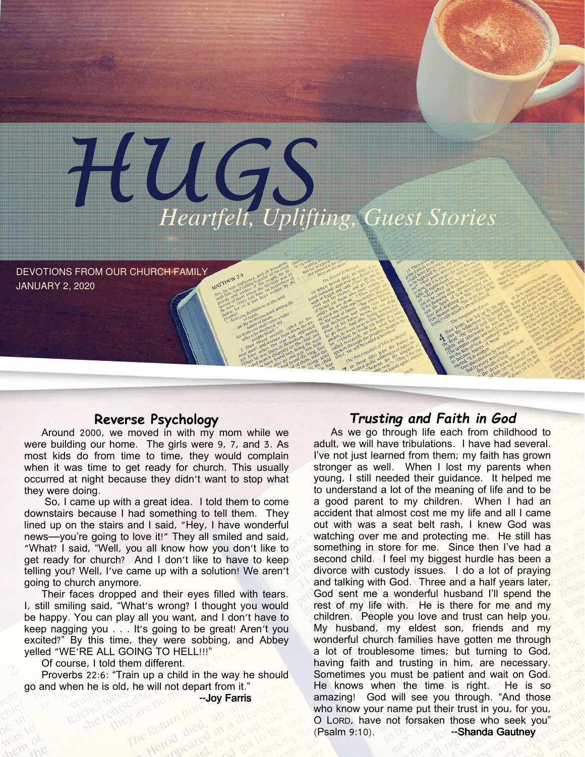# HUGS

*Heartfelt, Uplifting, Guest Stories*

DEVOTIONS FROM OUR CHURCH FAMILY
JANUARY 2, 2020

## Reverse Psychology

Around 2000, we moved in with my mom while we were building our home. The girls were 9, 7, and 3. As most kids do from time to time, they would complain when it was time to get ready for church. This usually occurred at night because they didn't want to stop what they were doing.

So, I came up with a great idea. I told them to come downstairs because I had something to tell them. They lined up on the stairs and I said, "Hey, I have wonderful news—you're going to love it!" They all smiled and said, "What? I said, "Well, you all know how you don't like to get ready for church? And I don't like to have to keep telling you? Well, I've came up with a solution! We aren't going to church anymore.

Their faces dropped and their eyes filled with tears. I, still smiling said, "What's wrong? I thought you would be happy. You can play all you want, and I don't have to keep nagging you . . . It's going to be great! Aren't you excited?" By this time, they were sobbing, and Abbey yelled "WE'RE ALL GOING TO HELL!!!"

Of course, I told them different.

Proverbs 22:6: "Train up a child in the way he should go and when he is old, he will not depart from it."

--Joy Farris

## *Trusting and Faith in God*

As we go through life each from childhood to adult, we will have tribulations. I have had several. I've not just learned from them; my faith has grown stronger as well. When I lost my parents when young, I still needed their guidance. It helped me to understand a lot of the meaning of life and to be a good parent to my children. When I had an accident that almost cost me my life and all I came out with was a seat belt rash, I knew God was watching over me and protecting me. He still has something in store for me. Since then I've had a second child. I feel my biggest hurdle has been a divorce with custody issues. I do a lot of praying and talking with God. Three and a half years later, God sent me a wonderful husband I'll spend the rest of my life with. He is there for me and my children. People you love and trust can help you. My husband, my eldest son, friends and my wonderful church families have gotten me through a lot of troublesome times; but turning to God, having faith and trusting in him, are necessary. Sometimes you must be patient and wait on God. He knows when the time is right. He is so amazing! God will see you through. "And those who know your name put their trust in you, for you, O LORD, have not forsaken those who seek you" (Psalm 9:10).

--Shanda Gautney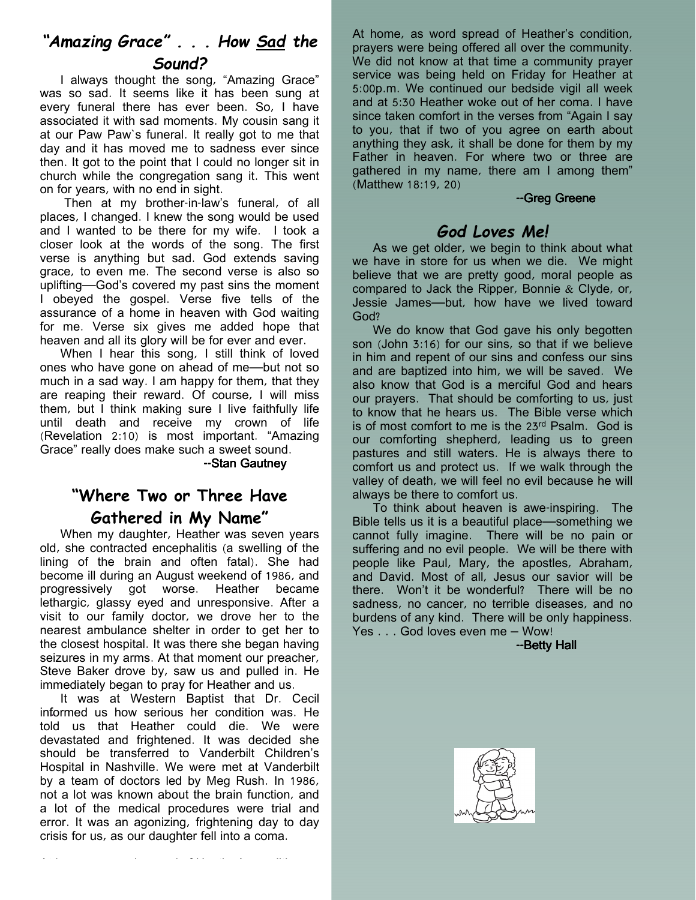## *"Amazing Grace" . . . How Sad the Sound?*

I always thought the song, "Amazing Grace" was so sad. It seems like it has been sung at every funeral there has ever been. So, I have associated it with sad moments. My cousin sang it at our Paw Paw`s funeral. It really got to me that day and it has moved me to sadness ever since then. It got to the point that I could no longer sit in church while the congregation sang it. This went on for years, with no end in sight.

Then at my brother-in-law's funeral, of all places, I changed. I knew the song would be used and I wanted to be there for my wife. I took a closer look at the words of the song. The first verse is anything but sad. God extends saving grace, to even me. The second verse is also so uplifting—God's covered my past sins the moment I obeyed the gospel. Verse five tells of the assurance of a home in heaven with God waiting for me. Verse six gives me added hope that heaven and all its glory will be for ever and ever.

When I hear this song, I still think of loved ones who have gone on ahead of me—but not so much in a sad way. I am happy for them, that they are reaping their reward. Of course, I will miss them, but I think making sure I live faithfully life until death and receive my crown of life (Revelation 2:10) is most important. "Amazing Grace" really does make such a sweet sound.

--Stan Gautney

## "Where Two or Three Have Gathered in My Name"

When my daughter, Heather was seven years old, she contracted encephalitis (a swelling of the lining of the brain and often fatal). She had become ill during an August weekend of 1986, and progressively got worse. Heather became lethargic, glassy eyed and unresponsive. After a visit to our family doctor, we drove her to the nearest ambulance shelter in order to get her to the closest hospital. It was there she began having seizures in my arms. At that moment our preacher, Steve Baker drove by, saw us and pulled in. He immediately began to pray for Heather and us.

It was at Western Baptist that Dr. Cecil informed us how serious her condition was. He told us that Heather could die. We were devastated and frightened. It was decided she should be transferred to Vanderbilt Children's Hospital in Nashville. We were met at Vanderbilt by a team of doctors led by Meg Rush. In 1986, not a lot was known about the brain function, and a lot of the medical procedures were trial and error. It was an agonizing, frightening day to day crisis for us, as our daughter fell into a coma.

At home, as word spread of Heather's condition, prayers were being offered all over the community. We did not know at that time a community prayer service was being held on Friday for Heather at 5:00p.m. We continued our bedside vigil all week and at 5:30 Heather woke out of her coma. I have since taken comfort in the verses from "Again I say to you, that if two of you agree on earth about anything they ask, it shall be done for them by my Father in heaven. For where two or three are gathered in my name, there am I among them" (Matthew 18:19, 20)

--Greg Greene

## *God Loves Me!*

As we get older, we begin to think about what we have in store for us when we die. We might believe that we are pretty good, moral people as compared to Jack the Ripper, Bonnie & Clyde, or, Jessie James—but, how have we lived toward God?

We do know that God gave his only begotten son (John 3:16) for our sins, so that if we believe in him and repent of our sins and confess our sins and are baptized into him, we will be saved. We also know that God is a merciful God and hears our prayers. That should be comforting to us, just to know that he hears us. The Bible verse which is of most comfort to me is the 23rd Psalm. God is our comforting shepherd, leading us to green pastures and still waters. He is always there to comfort us and protect us. If we walk through the valley of death, we will feel no evil because he will always be there to comfort us.

To think about heaven is awe-inspiring. The Bible tells us it is a beautiful place—something we cannot fully imagine. There will be no pain or suffering and no evil people. We will be there with people like Paul, Mary, the apostles, Abraham, and David. Most of all, Jesus our savior will be there. Won't it be wonderful? There will be no sadness, no cancer, no terrible diseases, and no burdens of any kind. There will be only happiness. Yes . . . God loves even me – Wow!

--Betty Hall